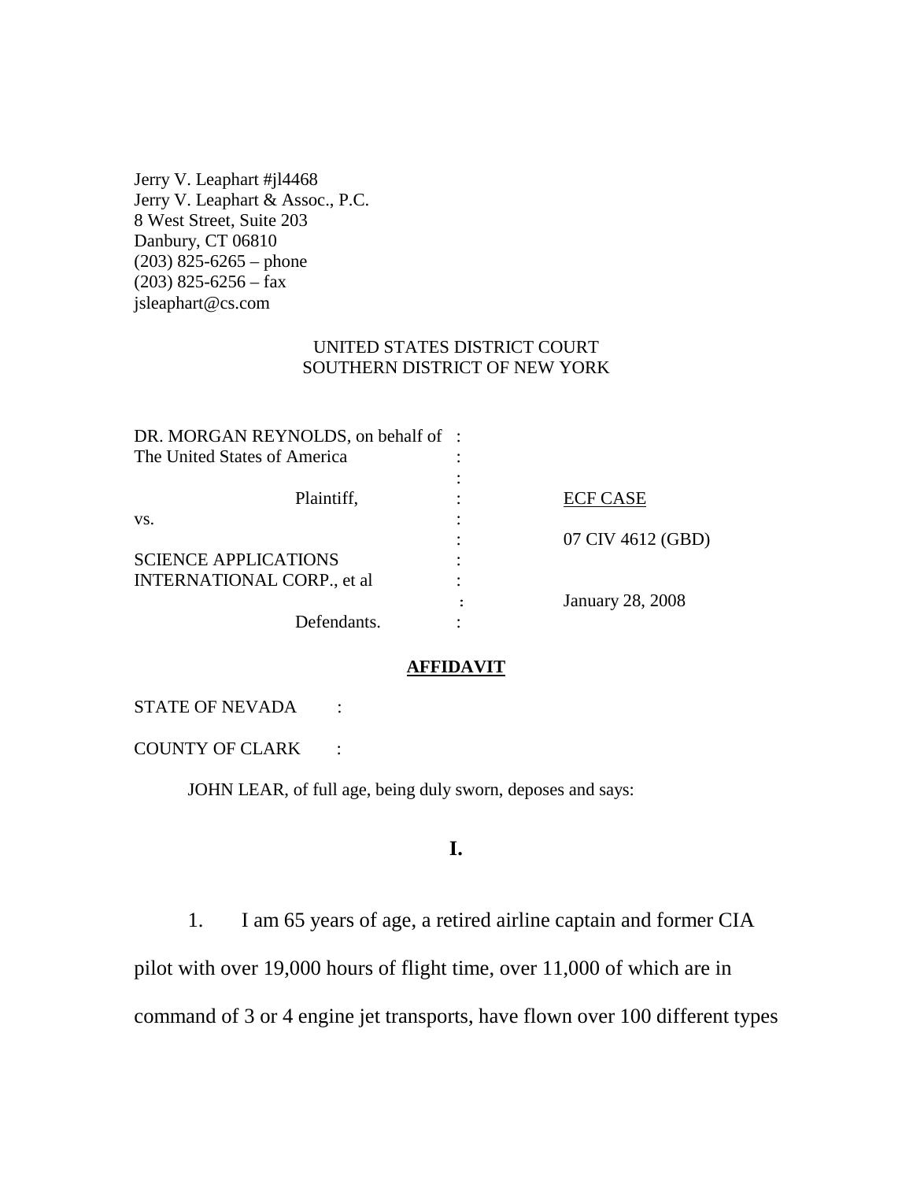Jerry V. Leaphart #jl4468
Jerry V. Leaphart & Assoc., P.C.
8 West Street, Suite 203
Danbury, CT 06810
(203) 825-6265 – phone
(203) 825-6256 – fax
jsleaphart@cs.com

UNITED STATES DISTRICT COURT
SOUTHERN DISTRICT OF NEW YORK

| | | |
|---|---|---|
| DR. MORGAN REYNOLDS, on behalf of The United States of America | : | |
| Plaintiff, | : | <u>ECF CASE</u> |
| vs. | : | 07 CIV 4612 (GBD) |
| SCIENCE APPLICATIONS INTERNATIONAL CORP., et al | : | January 28, 2008 |
| Defendants. | : | |

**<u>AFFIDAVIT</u>**

STATE OF NEVADA :

COUNTY OF CLARK :

JOHN LEAR, of full age, being duly sworn, deposes and says:

## I.

1. I am 65 years of age, a retired airline captain and former CIA pilot with over 19,000 hours of flight time, over 11,000 of which are in command of 3 or 4 engine jet transports, have flown over 100 different types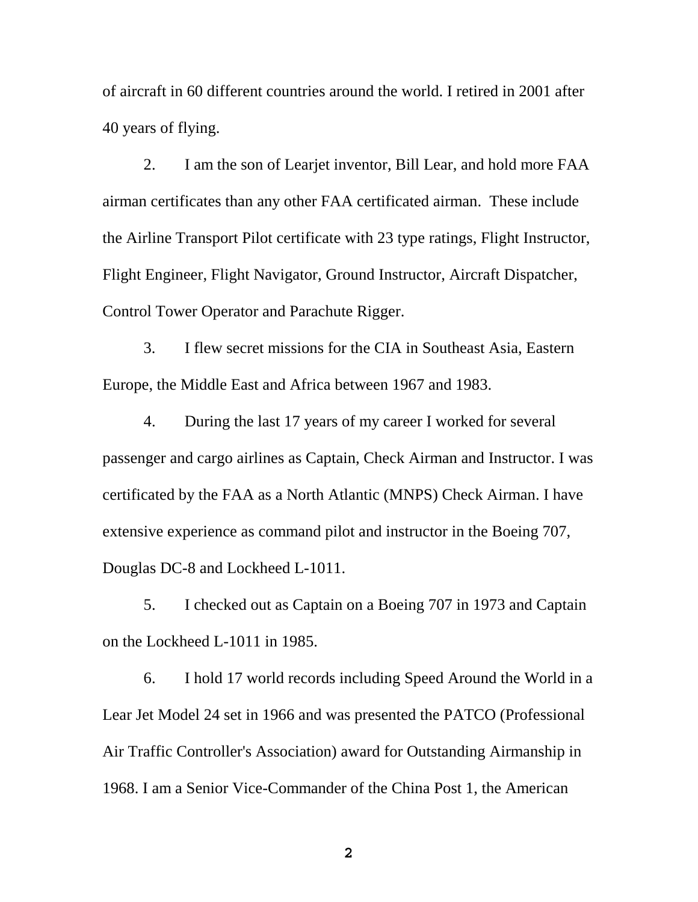of aircraft in 60 different countries around the world. I retired in 2001 after 40 years of flying.

2. I am the son of Learjet inventor, Bill Lear, and hold more FAA airman certificates than any other FAA certificated airman. These include the Airline Transport Pilot certificate with 23 type ratings, Flight Instructor, Flight Engineer, Flight Navigator, Ground Instructor, Aircraft Dispatcher, Control Tower Operator and Parachute Rigger.

3. I flew secret missions for the CIA in Southeast Asia, Eastern Europe, the Middle East and Africa between 1967 and 1983.

4. During the last 17 years of my career I worked for several passenger and cargo airlines as Captain, Check Airman and Instructor. I was certificated by the FAA as a North Atlantic (MNPS) Check Airman. I have extensive experience as command pilot and instructor in the Boeing 707, Douglas DC-8 and Lockheed L-1011.

5. I checked out as Captain on a Boeing 707 in 1973 and Captain on the Lockheed L-1011 in 1985.

6. I hold 17 world records including Speed Around the World in a Lear Jet Model 24 set in 1966 and was presented the PATCO (Professional Air Traffic Controller's Association) award for Outstanding Airmanship in 1968. I am a Senior Vice-Commander of the China Post 1, the American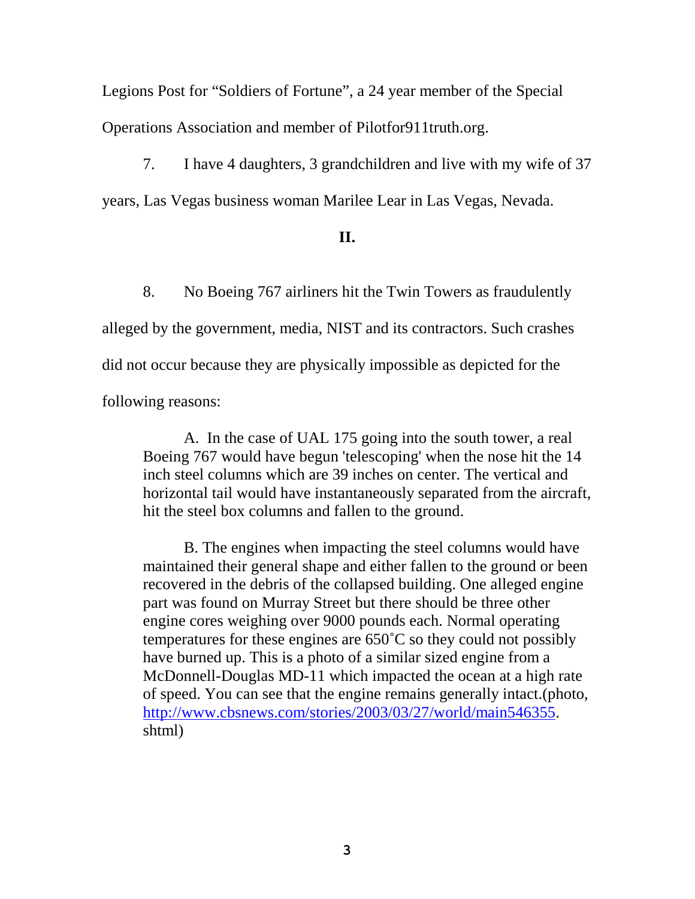Legions Post for "Soldiers of Fortune", a 24 year member of the Special Operations Association and member of Pilotfor911truth.org.

7. I have 4 daughters, 3 grandchildren and live with my wife of 37 years, Las Vegas business woman Marilee Lear in Las Vegas, Nevada.

**II.**

8. No Boeing 767 airliners hit the Twin Towers as fraudulently alleged by the government, media, NIST and its contractors. Such crashes did not occur because they are physically impossible as depicted for the following reasons:

> A. In the case of UAL 175 going into the south tower, a real Boeing 767 would have begun 'telescoping' when the nose hit the 14 inch steel columns which are 39 inches on center. The vertical and horizontal tail would have instantaneously separated from the aircraft, hit the steel box columns and fallen to the ground.
>
> B. The engines when impacting the steel columns would have maintained their general shape and either fallen to the ground or been recovered in the debris of the collapsed building. One alleged engine part was found on Murray Street but there should be three other engine cores weighing over 9000 pounds each. Normal operating temperatures for these engines are 650˚C so they could not possibly have burned up. This is a photo of a similar sized engine from a McDonnell-Douglas MD-11 which impacted the ocean at a high rate of speed. You can see that the engine remains generally intact.(photo, http://www.cbsnews.com/stories/2003/03/27/world/main546355.shtml)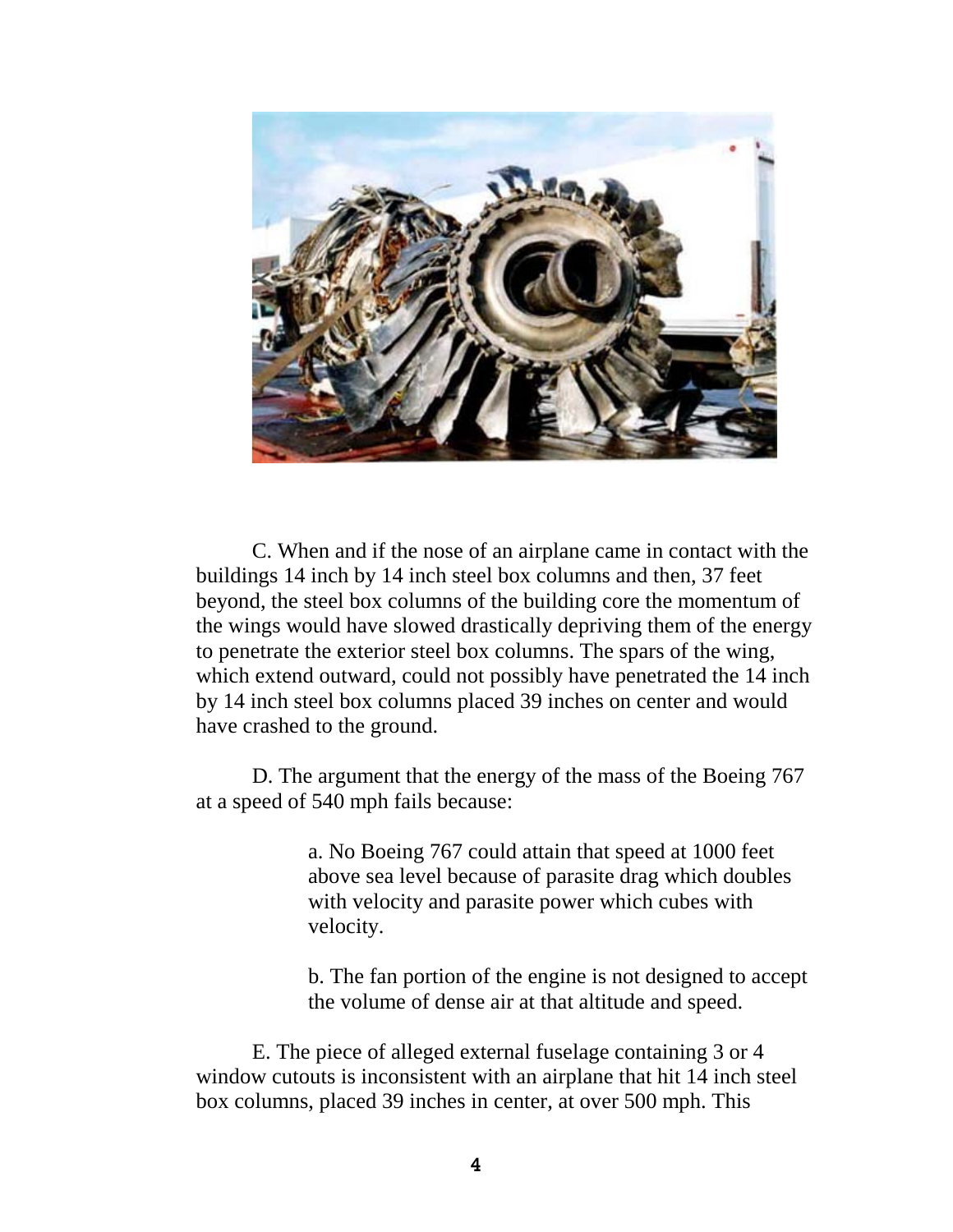C. When and if the nose of an airplane came in contact with the buildings 14 inch by 14 inch steel box columns and then, 37 feet beyond, the steel box columns of the building core the momentum of the wings would have slowed drastically depriving them of the energy to penetrate the exterior steel box columns. The spars of the wing, which extend outward, could not possibly have penetrated the 14 inch by 14 inch steel box columns placed 39 inches on center and would have crashed to the ground.

D. The argument that the energy of the mass of the Boeing 767 at a speed of 540 mph fails because:

> a. No Boeing 767 could attain that speed at 1000 feet above sea level because of parasite drag which doubles with velocity and parasite power which cubes with velocity.
>
> b. The fan portion of the engine is not designed to accept the volume of dense air at that altitude and speed.

E. The piece of alleged external fuselage containing 3 or 4 window cutouts is inconsistent with an airplane that hit 14 inch steel box columns, placed 39 inches in center, at over 500 mph. This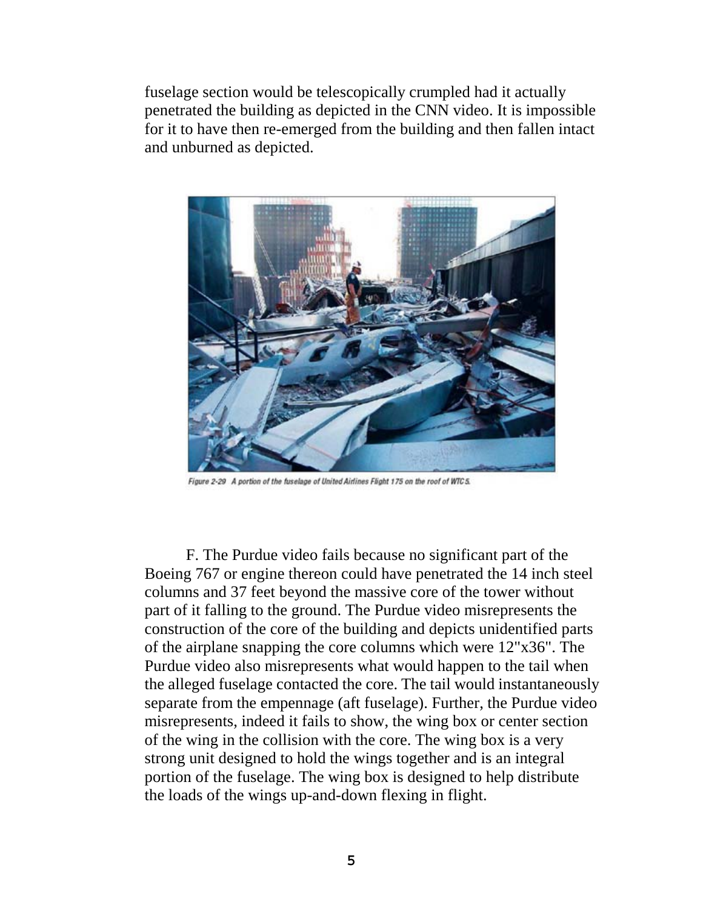fuselage section would be telescopically crumpled had it actually penetrated the building as depicted in the CNN video. It is impossible for it to have then re-emerged from the building and then fallen intact and unburned as depicted.

*Figure 2-29 A portion of the fuselage of United Airlines Flight 175 on the roof of WTC 5.*

F. The Purdue video fails because no significant part of the Boeing 767 or engine thereon could have penetrated the 14 inch steel columns and 37 feet beyond the massive core of the tower without part of it falling to the ground. The Purdue video misrepresents the construction of the core of the building and depicts unidentified parts of the airplane snapping the core columns which were 12"x36". The Purdue video also misrepresents what would happen to the tail when the alleged fuselage contacted the core. The tail would instantaneously separate from the empennage (aft fuselage). Further, the Purdue video misrepresents, indeed it fails to show, the wing box or center section of the wing in the collision with the core. The wing box is a very strong unit designed to hold the wings together and is an integral portion of the fuselage. The wing box is designed to help distribute the loads of the wings up-and-down flexing in flight.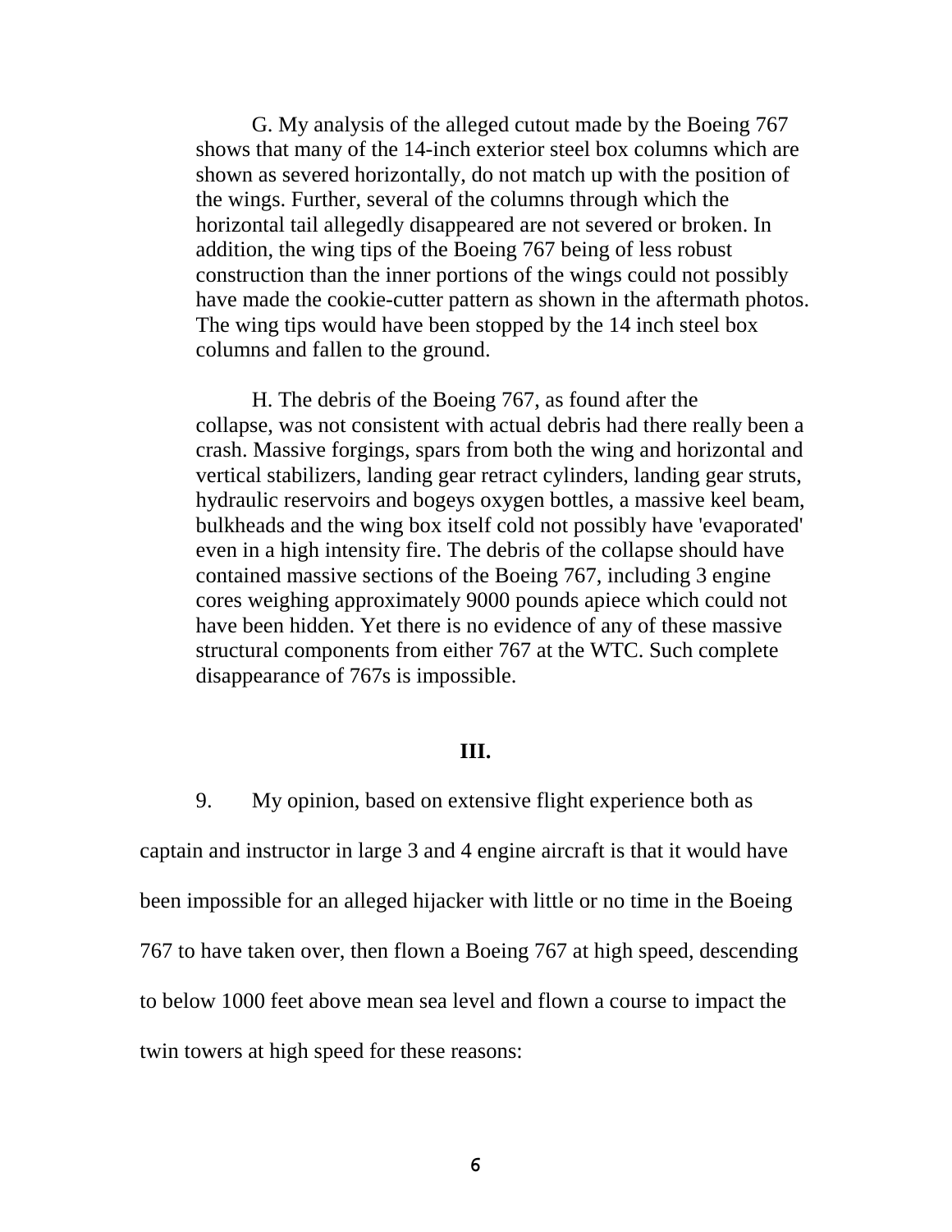G. My analysis of the alleged cutout made by the Boeing 767 shows that many of the 14-inch exterior steel box columns which are shown as severed horizontally, do not match up with the position of the wings. Further, several of the columns through which the horizontal tail allegedly disappeared are not severed or broken. In addition, the wing tips of the Boeing 767 being of less robust construction than the inner portions of the wings could not possibly have made the cookie-cutter pattern as shown in the aftermath photos. The wing tips would have been stopped by the 14 inch steel box columns and fallen to the ground.

H. The debris of the Boeing 767, as found after the collapse, was not consistent with actual debris had there really been a crash. Massive forgings, spars from both the wing and horizontal and vertical stabilizers, landing gear retract cylinders, landing gear struts, hydraulic reservoirs and bogeys oxygen bottles, a massive keel beam, bulkheads and the wing box itself cold not possibly have 'evaporated' even in a high intensity fire. The debris of the collapse should have contained massive sections of the Boeing 767, including 3 engine cores weighing approximately 9000 pounds apiece which could not have been hidden. Yet there is no evidence of any of these massive structural components from either 767 at the WTC. Such complete disappearance of 767s is impossible.

**III.**

9. My opinion, based on extensive flight experience both as captain and instructor in large 3 and 4 engine aircraft is that it would have been impossible for an alleged hijacker with little or no time in the Boeing 767 to have taken over, then flown a Boeing 767 at high speed, descending to below 1000 feet above mean sea level and flown a course to impact the twin towers at high speed for these reasons: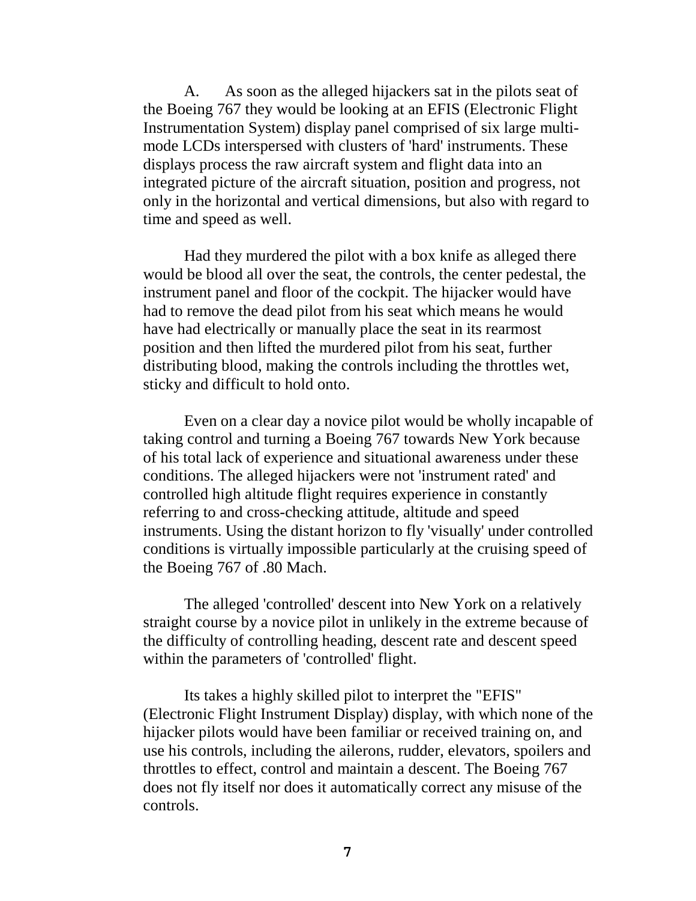A. As soon as the alleged hijackers sat in the pilots seat of the Boeing 767 they would be looking at an EFIS (Electronic Flight Instrumentation System) display panel comprised of six large multi-mode LCDs interspersed with clusters of 'hard' instruments. These displays process the raw aircraft system and flight data into an integrated picture of the aircraft situation, position and progress, not only in the horizontal and vertical dimensions, but also with regard to time and speed as well.

Had they murdered the pilot with a box knife as alleged there would be blood all over the seat, the controls, the center pedestal, the instrument panel and floor of the cockpit. The hijacker would have had to remove the dead pilot from his seat which means he would have had electrically or manually place the seat in its rearmost position and then lifted the murdered pilot from his seat, further distributing blood, making the controls including the throttles wet, sticky and difficult to hold onto.

Even on a clear day a novice pilot would be wholly incapable of taking control and turning a Boeing 767 towards New York because of his total lack of experience and situational awareness under these conditions. The alleged hijackers were not 'instrument rated' and controlled high altitude flight requires experience in constantly referring to and cross-checking attitude, altitude and speed instruments. Using the distant horizon to fly 'visually' under controlled conditions is virtually impossible particularly at the cruising speed of the Boeing 767 of .80 Mach.

The alleged 'controlled' descent into New York on a relatively straight course by a novice pilot in unlikely in the extreme because of the difficulty of controlling heading, descent rate and descent speed within the parameters of 'controlled' flight.

Its takes a highly skilled pilot to interpret the "EFIS" (Electronic Flight Instrument Display) display, with which none of the hijacker pilots would have been familiar or received training on, and use his controls, including the ailerons, rudder, elevators, spoilers and throttles to effect, control and maintain a descent. The Boeing 767 does not fly itself nor does it automatically correct any misuse of the controls.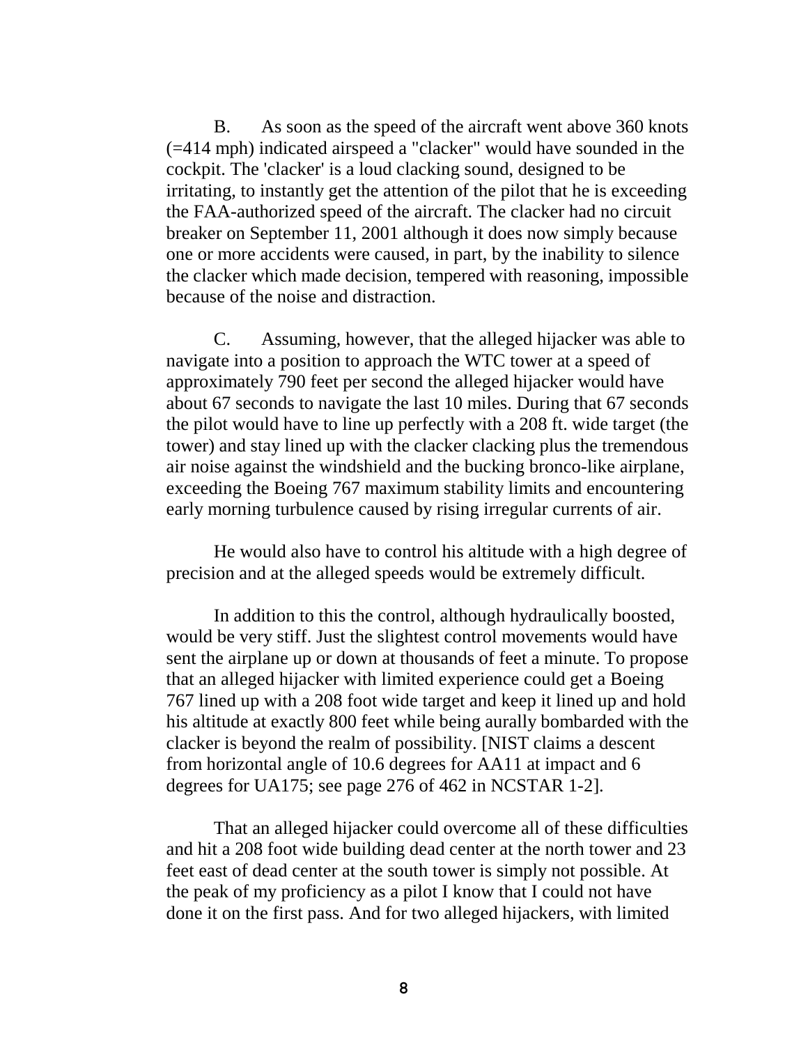B. As soon as the speed of the aircraft went above 360 knots (=414 mph) indicated airspeed a "clacker" would have sounded in the cockpit. The 'clacker' is a loud clacking sound, designed to be irritating, to instantly get the attention of the pilot that he is exceeding the FAA-authorized speed of the aircraft. The clacker had no circuit breaker on September 11, 2001 although it does now simply because one or more accidents were caused, in part, by the inability to silence the clacker which made decision, tempered with reasoning, impossible because of the noise and distraction.

C. Assuming, however, that the alleged hijacker was able to navigate into a position to approach the WTC tower at a speed of approximately 790 feet per second the alleged hijacker would have about 67 seconds to navigate the last 10 miles. During that 67 seconds the pilot would have to line up perfectly with a 208 ft. wide target (the tower) and stay lined up with the clacker clacking plus the tremendous air noise against the windshield and the bucking bronco-like airplane, exceeding the Boeing 767 maximum stability limits and encountering early morning turbulence caused by rising irregular currents of air.

He would also have to control his altitude with a high degree of precision and at the alleged speeds would be extremely difficult.

In addition to this the control, although hydraulically boosted, would be very stiff. Just the slightest control movements would have sent the airplane up or down at thousands of feet a minute. To propose that an alleged hijacker with limited experience could get a Boeing 767 lined up with a 208 foot wide target and keep it lined up and hold his altitude at exactly 800 feet while being aurally bombarded with the clacker is beyond the realm of possibility. [NIST claims a descent from horizontal angle of 10.6 degrees for AA11 at impact and 6 degrees for UA175; see page 276 of 462 in NCSTAR 1-2].

That an alleged hijacker could overcome all of these difficulties and hit a 208 foot wide building dead center at the north tower and 23 feet east of dead center at the south tower is simply not possible. At the peak of my proficiency as a pilot I know that I could not have done it on the first pass. And for two alleged hijackers, with limited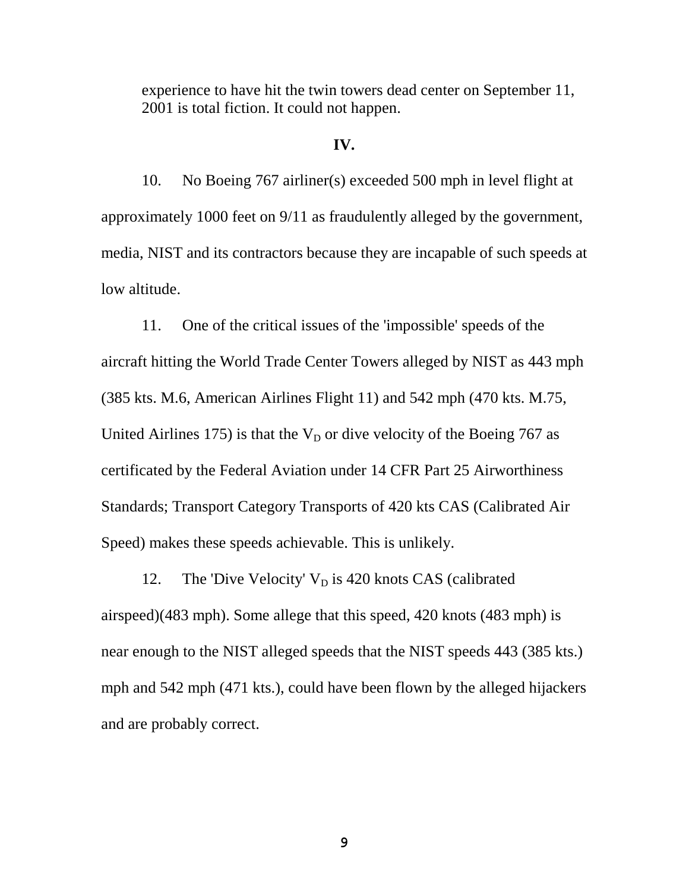experience to have hit the twin towers dead center on September 11, 2001 is total fiction. It could not happen.

**IV.**

10. No Boeing 767 airliner(s) exceeded 500 mph in level flight at approximately 1000 feet on 9/11 as fraudulently alleged by the government, media, NIST and its contractors because they are incapable of such speeds at low altitude.

11. One of the critical issues of the 'impossible' speeds of the aircraft hitting the World Trade Center Towers alleged by NIST as 443 mph (385 kts. M.6, American Airlines Flight 11) and 542 mph (470 kts. M.75, United Airlines 175) is that the $V_D$ or dive velocity of the Boeing 767 as certificated by the Federal Aviation under 14 CFR Part 25 Airworthiness Standards; Transport Category Transports of 420 kts CAS (Calibrated Air Speed) makes these speeds achievable. This is unlikely.

12. The 'Dive Velocity' $V_D$ is 420 knots CAS (calibrated airspeed)(483 mph). Some allege that this speed, 420 knots (483 mph) is near enough to the NIST alleged speeds that the NIST speeds 443 (385 kts.) mph and 542 mph (471 kts.), could have been flown by the alleged hijackers and are probably correct.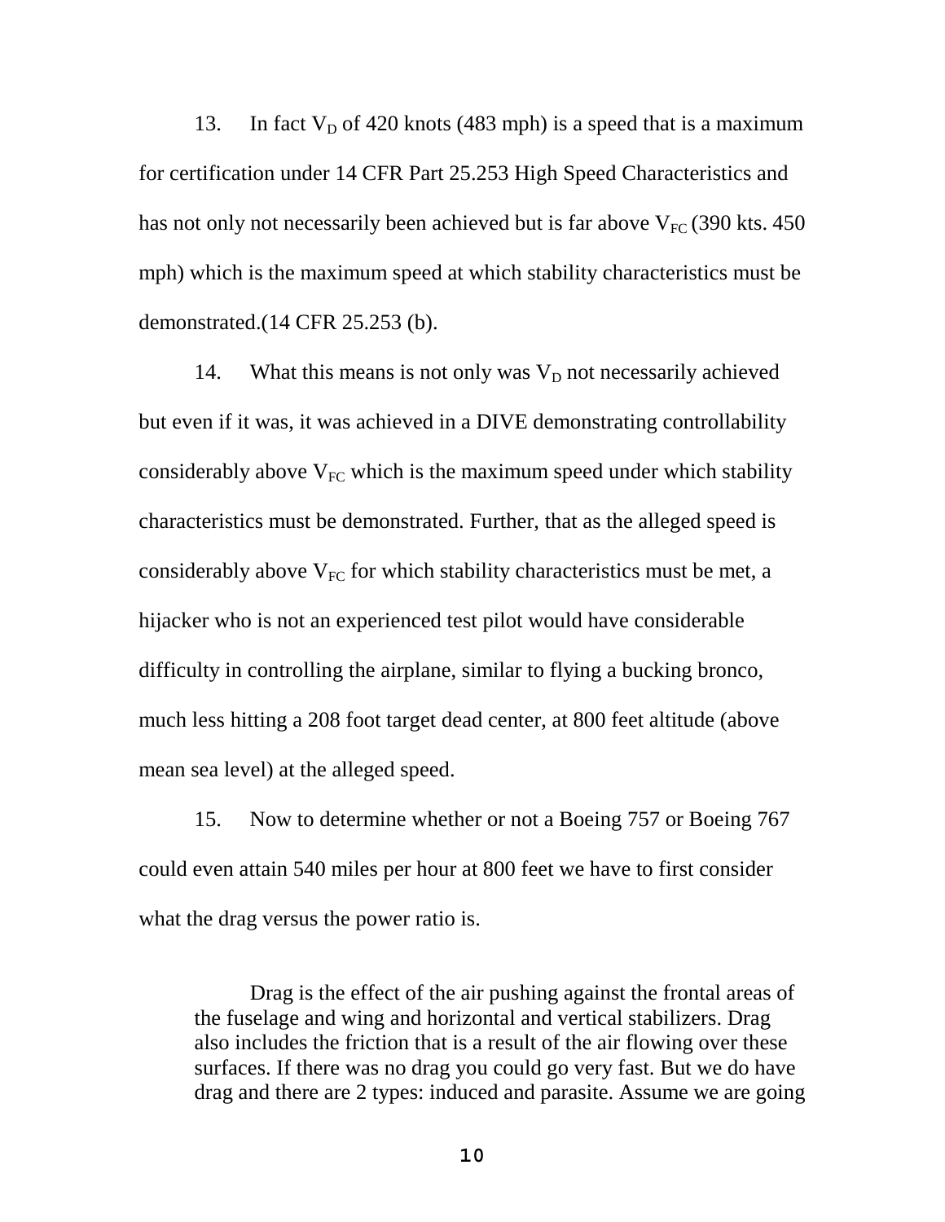13. In fact $V_D$ of 420 knots (483 mph) is a speed that is a maximum for certification under 14 CFR Part 25.253 High Speed Characteristics and has not only not necessarily been achieved but is far above $V_{FC}$ (390 kts. 450 mph) which is the maximum speed at which stability characteristics must be demonstrated.(14 CFR 25.253 (b).

14. What this means is not only was $V_D$ not necessarily achieved but even if it was, it was achieved in a DIVE demonstrating controllability considerably above $V_{FC}$ which is the maximum speed under which stability characteristics must be demonstrated. Further, that as the alleged speed is considerably above $V_{FC}$ for which stability characteristics must be met, a hijacker who is not an experienced test pilot would have considerable difficulty in controlling the airplane, similar to flying a bucking bronco, much less hitting a 208 foot target dead center, at 800 feet altitude (above mean sea level) at the alleged speed.

15. Now to determine whether or not a Boeing 757 or Boeing 767 could even attain 540 miles per hour at 800 feet we have to first consider what the drag versus the power ratio is.

> Drag is the effect of the air pushing against the frontal areas of the fuselage and wing and horizontal and vertical stabilizers. Drag also includes the friction that is a result of the air flowing over these surfaces. If there was no drag you could go very fast. But we do have drag and there are 2 types: induced and parasite. Assume we are going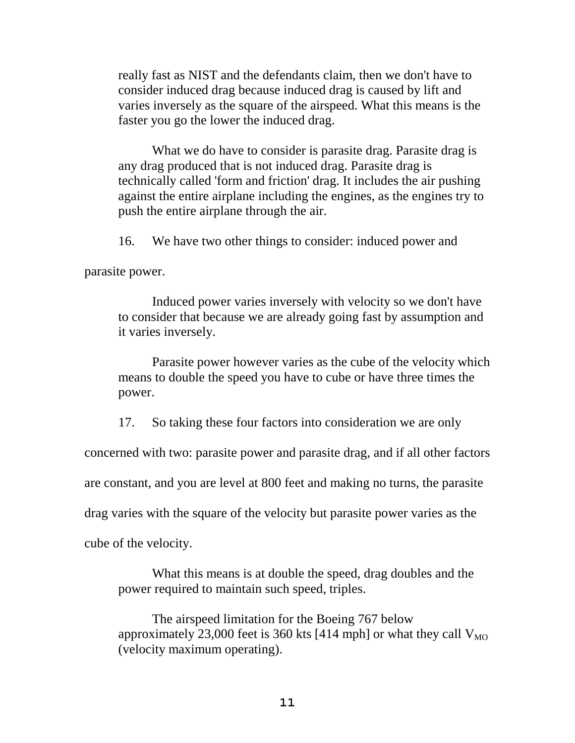really fast as NIST and the defendants claim, then we don't have to consider induced drag because induced drag is caused by lift and varies inversely as the square of the airspeed. What this means is the faster you go the lower the induced drag.

What we do have to consider is parasite drag. Parasite drag is any drag produced that is not induced drag. Parasite drag is technically called 'form and friction' drag. It includes the air pushing against the entire airplane including the engines, as the engines try to push the entire airplane through the air.

16. We have two other things to consider: induced power and parasite power.

Induced power varies inversely with velocity so we don't have to consider that because we are already going fast by assumption and it varies inversely.

Parasite power however varies as the cube of the velocity which means to double the speed you have to cube or have three times the power.

17. So taking these four factors into consideration we are only concerned with two: parasite power and parasite drag, and if all other factors are constant, and you are level at 800 feet and making no turns, the parasite drag varies with the square of the velocity but parasite power varies as the cube of the velocity.

What this means is at double the speed, drag doubles and the power required to maintain such speed, triples.

The airspeed limitation for the Boeing 767 below approximately 23,000 feet is 360 kts [414 mph] or what they call $V_{MO}$ (velocity maximum operating).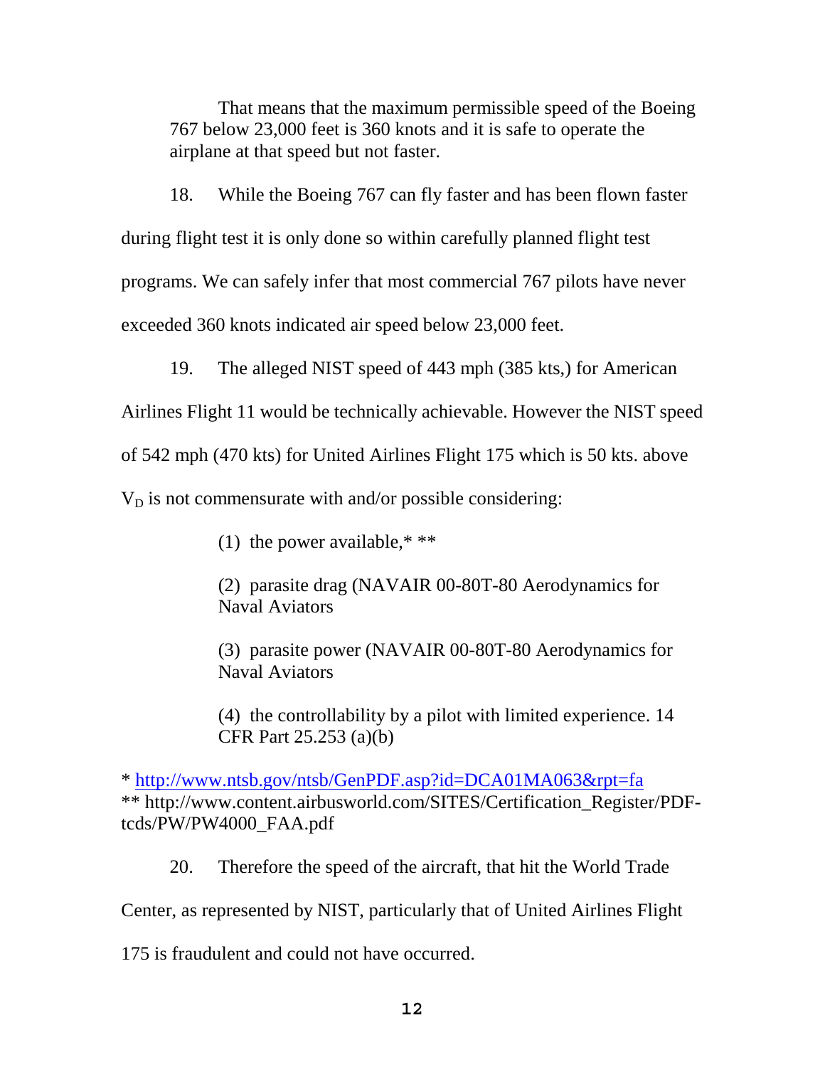That means that the maximum permissible speed of the Boeing 767 below 23,000 feet is 360 knots and it is safe to operate the airplane at that speed but not faster.

18. While the Boeing 767 can fly faster and has been flown faster during flight test it is only done so within carefully planned flight test programs. We can safely infer that most commercial 767 pilots have never exceeded 360 knots indicated air speed below 23,000 feet.

19. The alleged NIST speed of 443 mph (385 kts,) for American Airlines Flight 11 would be technically achievable. However the NIST speed of 542 mph (470 kts) for United Airlines Flight 175 which is 50 kts. above $V_D$ is not commensurate with and/or possible considering:

> (1) the power available,* **
>
> (2) parasite drag (NAVAIR 00-80T-80 Aerodynamics for Naval Aviators
>
> (3) parasite power (NAVAIR 00-80T-80 Aerodynamics for Naval Aviators
>
> (4) the controllability by a pilot with limited experience. 14 CFR Part 25.253 (a)(b)

* http://www.ntsb.gov/ntsb/GenPDF.asp?id=DCA01MA063&rpt=fa
** http://www.content.airbusworld.com/SITES/Certification_Register/PDF-tcds/PW/PW4000_FAA.pdf

20. Therefore the speed of the aircraft, that hit the World Trade Center, as represented by NIST, particularly that of United Airlines Flight 175 is fraudulent and could not have occurred.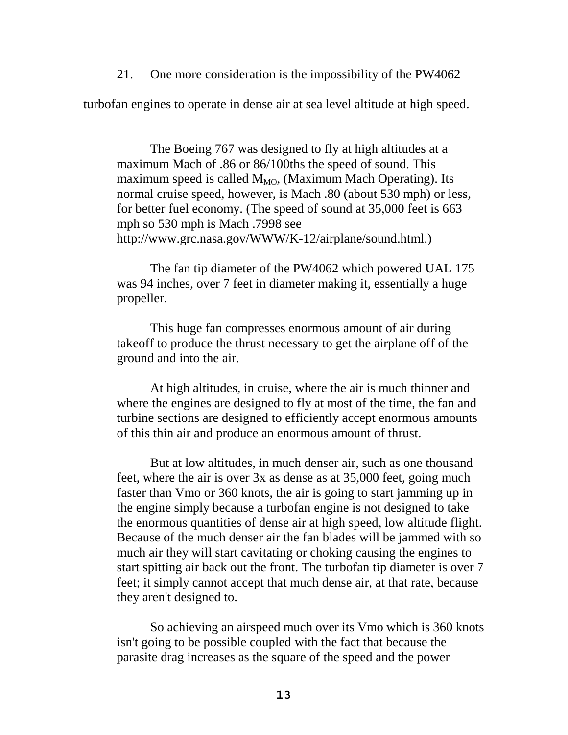21. One more consideration is the impossibility of the PW4062 turbofan engines to operate in dense air at sea level altitude at high speed.

> The Boeing 767 was designed to fly at high altitudes at a maximum Mach of .86 or 86/100ths the speed of sound. This maximum speed is called $M_{MO}$, (Maximum Mach Operating). Its normal cruise speed, however, is Mach .80 (about 530 mph) or less, for better fuel economy. (The speed of sound at 35,000 feet is 663 mph so 530 mph is Mach .7998 see http://www.grc.nasa.gov/WWW/K-12/airplane/sound.html.)
>
> The fan tip diameter of the PW4062 which powered UAL 175 was 94 inches, over 7 feet in diameter making it, essentially a huge propeller.
>
> This huge fan compresses enormous amount of air during takeoff to produce the thrust necessary to get the airplane off of the ground and into the air.
>
> At high altitudes, in cruise, where the air is much thinner and where the engines are designed to fly at most of the time, the fan and turbine sections are designed to efficiently accept enormous amounts of this thin air and produce an enormous amount of thrust.
>
> But at low altitudes, in much denser air, such as one thousand feet, where the air is over 3x as dense as at 35,000 feet, going much faster than Vmo or 360 knots, the air is going to start jamming up in the engine simply because a turbofan engine is not designed to take the enormous quantities of dense air at high speed, low altitude flight. Because of the much denser air the fan blades will be jammed with so much air they will start cavitating or choking causing the engines to start spitting air back out the front. The turbofan tip diameter is over 7 feet; it simply cannot accept that much dense air, at that rate, because they aren't designed to.
>
> So achieving an airspeed much over its Vmo which is 360 knots isn't going to be possible coupled with the fact that because the parasite drag increases as the square of the speed and the power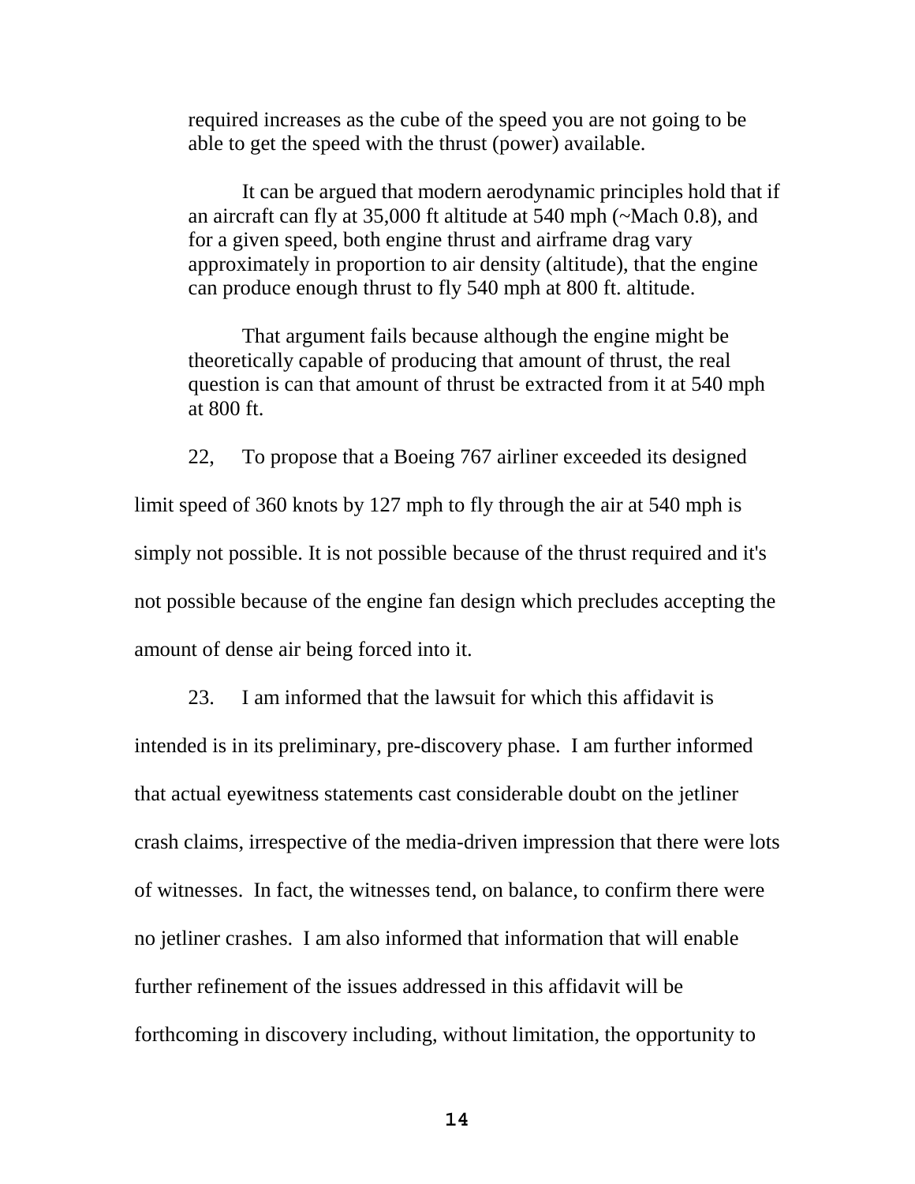required increases as the cube of the speed you are not going to be able to get the speed with the thrust (power) available.

It can be argued that modern aerodynamic principles hold that if an aircraft can fly at 35,000 ft altitude at 540 mph (~Mach 0.8), and for a given speed, both engine thrust and airframe drag vary approximately in proportion to air density (altitude), that the engine can produce enough thrust to fly 540 mph at 800 ft. altitude.

That argument fails because although the engine might be theoretically capable of producing that amount of thrust, the real question is can that amount of thrust be extracted from it at 540 mph at 800 ft.

22, To propose that a Boeing 767 airliner exceeded its designed limit speed of 360 knots by 127 mph to fly through the air at 540 mph is simply not possible. It is not possible because of the thrust required and it's not possible because of the engine fan design which precludes accepting the amount of dense air being forced into it.

23. I am informed that the lawsuit for which this affidavit is intended is in its preliminary, pre-discovery phase. I am further informed that actual eyewitness statements cast considerable doubt on the jetliner crash claims, irrespective of the media-driven impression that there were lots of witnesses. In fact, the witnesses tend, on balance, to confirm there were no jetliner crashes. I am also informed that information that will enable further refinement of the issues addressed in this affidavit will be forthcoming in discovery including, without limitation, the opportunity to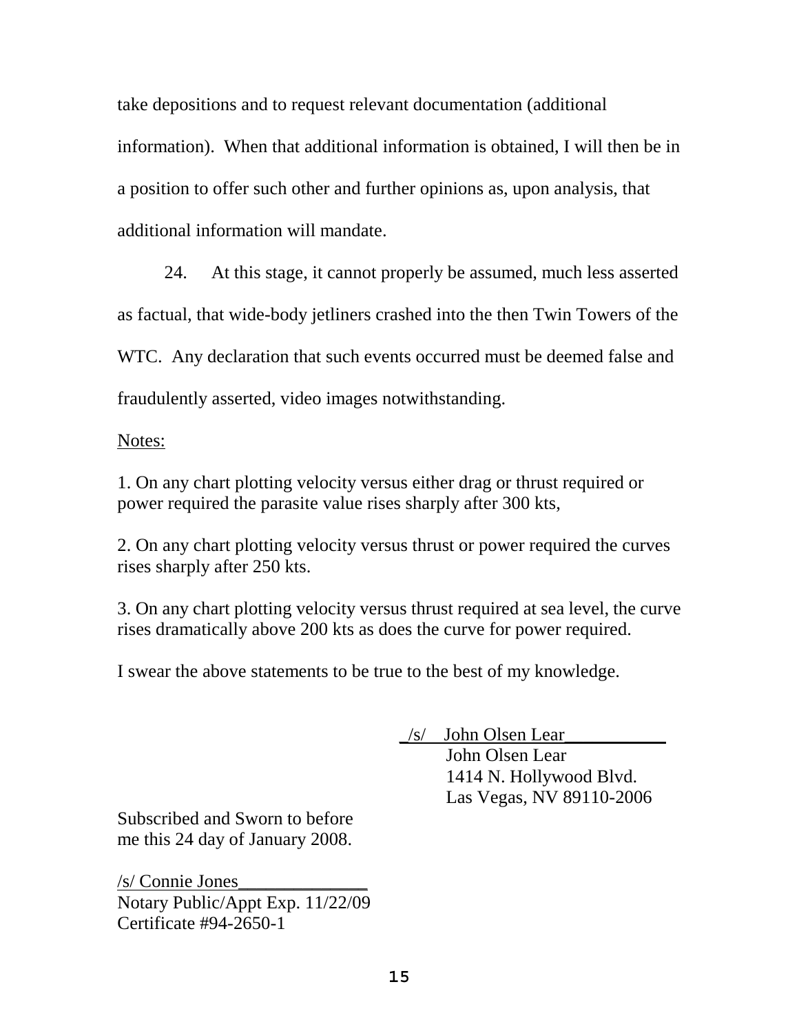take depositions and to request relevant documentation (additional information). When that additional information is obtained, I will then be in a position to offer such other and further opinions as, upon analysis, that additional information will mandate.

24. At this stage, it cannot properly be assumed, much less asserted as factual, that wide-body jetliners crashed into the then Twin Towers of the WTC. Any declaration that such events occurred must be deemed false and fraudulently asserted, video images notwithstanding.

Notes:

1. On any chart plotting velocity versus either drag or thrust required or power required the parasite value rises sharply after 300 kts,

2. On any chart plotting velocity versus thrust or power required the curves rises sharply after 250 kts.

3. On any chart plotting velocity versus thrust required at sea level, the curve rises dramatically above 200 kts as does the curve for power required.

I swear the above statements to be true to the best of my knowledge.

/s/ John Olsen Lear
John Olsen Lear
1414 N. Hollywood Blvd.
Las Vegas, NV 89110-2006

Subscribed and Sworn to before
me this 24 day of January 2008.

/s/ Connie Jones
Notary Public/Appt Exp. 11/22/09
Certificate #94-2650-1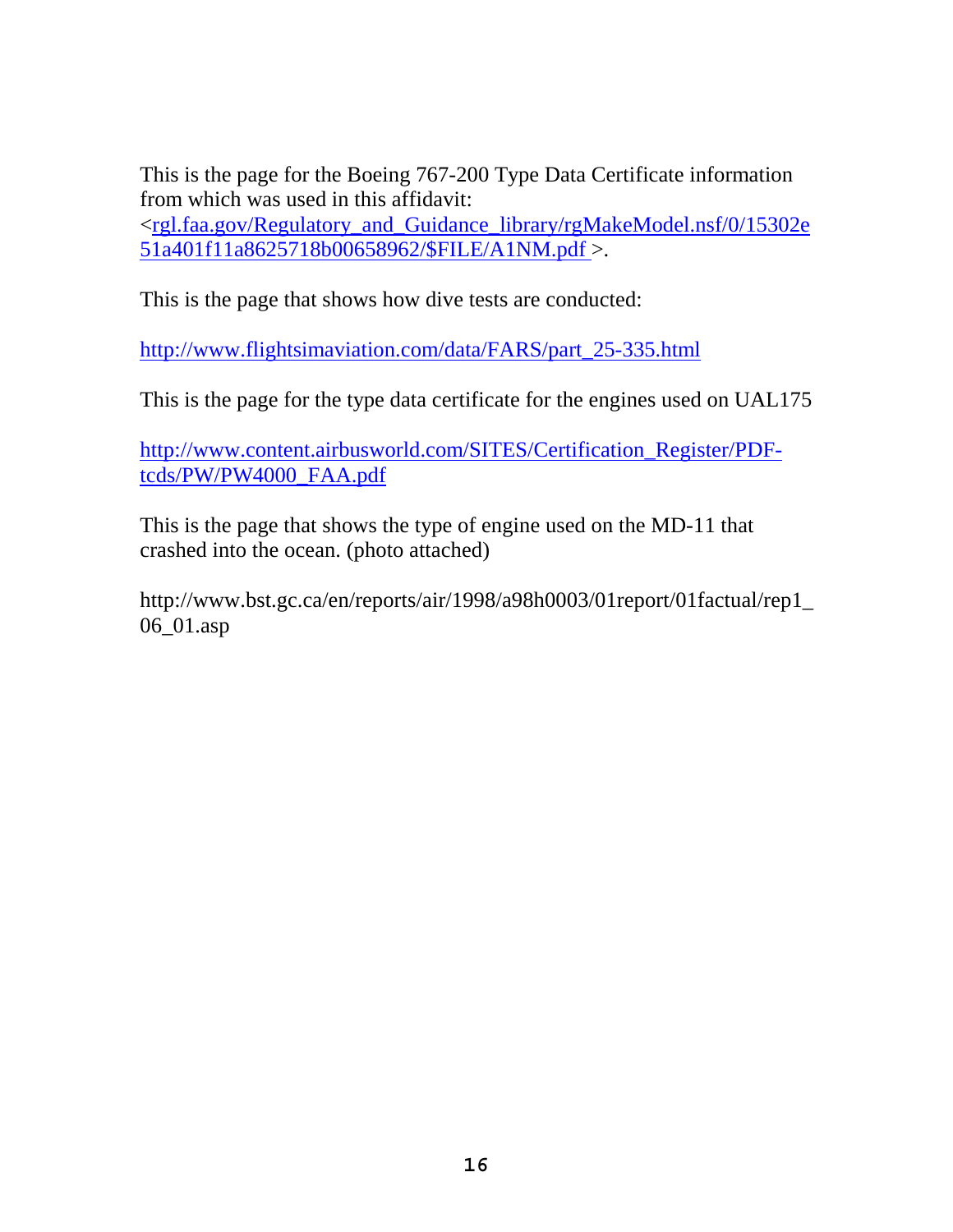This is the page for the Boeing 767-200 Type Data Certificate information from which was used in this affidavit: <rgl.faa.gov/Regulatory_and_Guidance_library/rgMakeModel.nsf/0/15302e51a401f11a8625718b00658962/$FILE/A1NM.pdf >.

This is the page that shows how dive tests are conducted:

http://www.flightsimaviation.com/data/FARS/part_25-335.html

This is the page for the type data certificate for the engines used on UAL175

http://www.content.airbusworld.com/SITES/Certification_Register/PDF-tcds/PW/PW4000_FAA.pdf

This is the page that shows the type of engine used on the MD-11 that crashed into the ocean. (photo attached)

http://www.bst.gc.ca/en/reports/air/1998/a98h0003/01report/01factual/rep1_06_01.asp